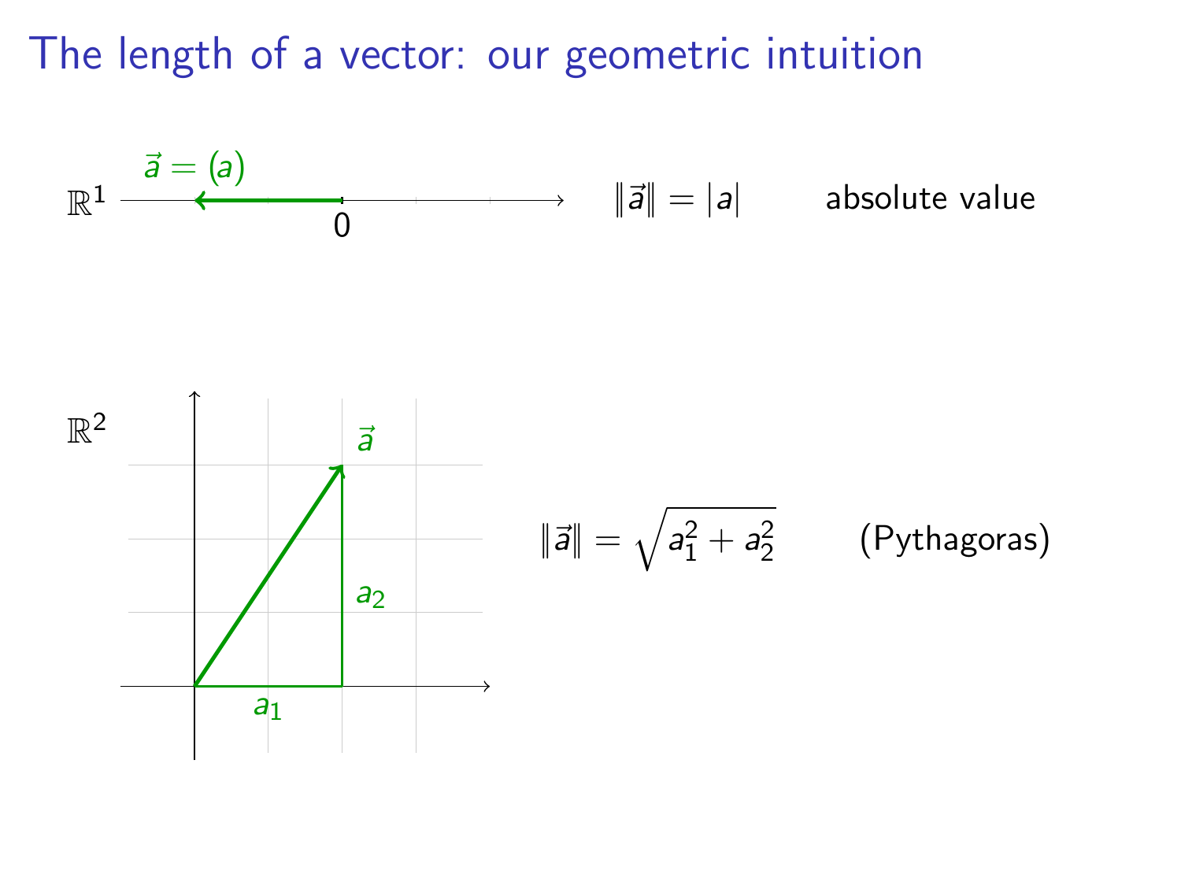# The length of a vector: our geometric intuition

$\mathbb{R}^1$

$\vec{a} = (a)$

0

$\|\vec{a}\| = |a|$ absolute value

$\mathbb{R}^2$

$\vec{a}$

$a_1$

$a_2$

$\|\vec{a}\| = \sqrt{a_1^2 + a_2^2}$ (Pythagoras)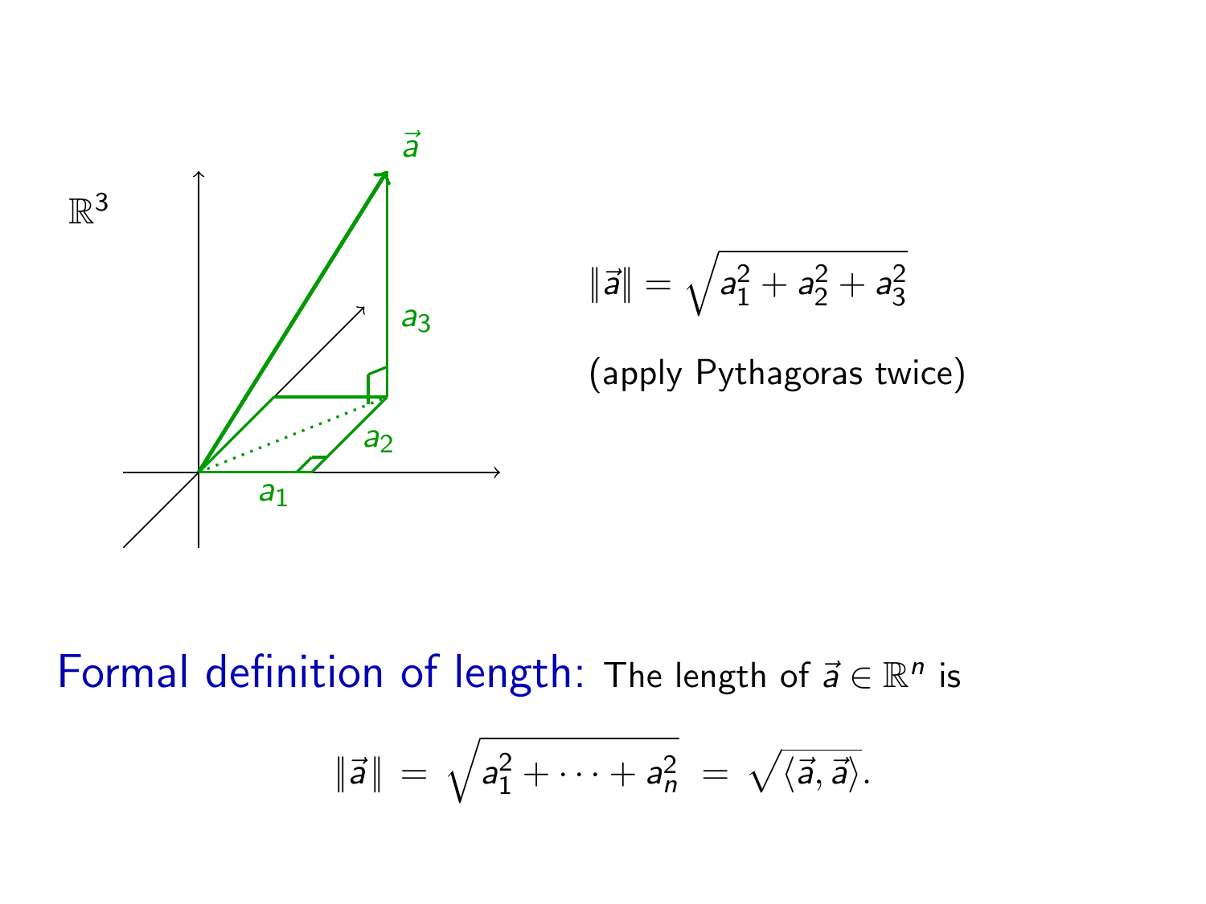$\mathbb{R}^3$

$$\|\vec{a}\| = \sqrt{a_1^2 + a_2^2 + a_3^2}$$

(apply Pythagoras twice)

**Formal definition of length:** The length of $\vec{a} \in \mathbb{R}^n$ is

$$\|\vec{a}\| = \sqrt{a_1^2 + \cdots + a_n^2} = \sqrt{\langle \vec{a}, \vec{a} \rangle}.$$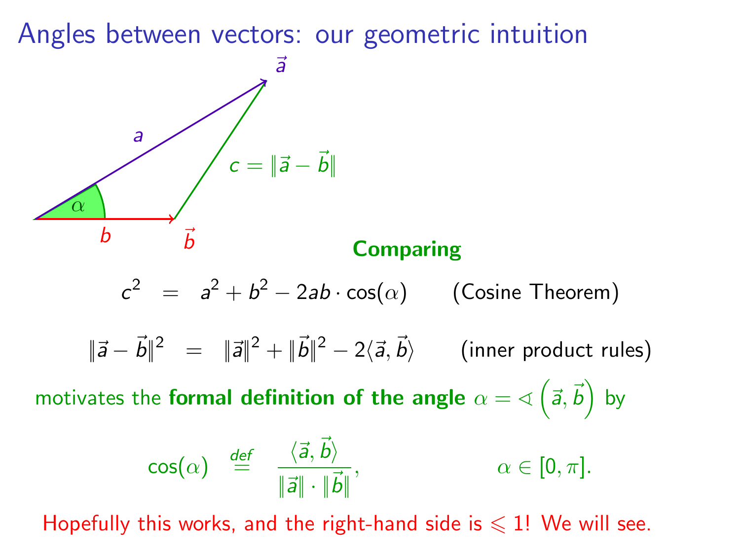# Angles between vectors: our geometric intuition

$\vec{a}$

$a$

$c = \|\vec{a} - \vec{b}\|$

$\alpha$

$b$

$\vec{b}$

**Comparing**

$$c^2 \;=\; a^2 + b^2 - 2ab \cdot \cos(\alpha) \qquad \text{(Cosine Theorem)}$$

$$\|\vec{a} - \vec{b}\|^2 \;=\; \|\vec{a}\|^2 + \|\vec{b}\|^2 - 2\langle \vec{a}, \vec{b} \rangle \qquad \text{(inner product rules)}$$

motivates the **formal definition of the angle** $\alpha = \sphericalangle\left(\vec{a}, \vec{b}\right)$ by

$$\cos(\alpha) \;\overset{def}{=}\; \frac{\langle \vec{a}, \vec{b} \rangle}{\|\vec{a}\| \cdot \|\vec{b}\|}, \qquad \alpha \in [0, \pi].$$

Hopefully this works, and the right-hand side is $\leqslant 1$! We will see.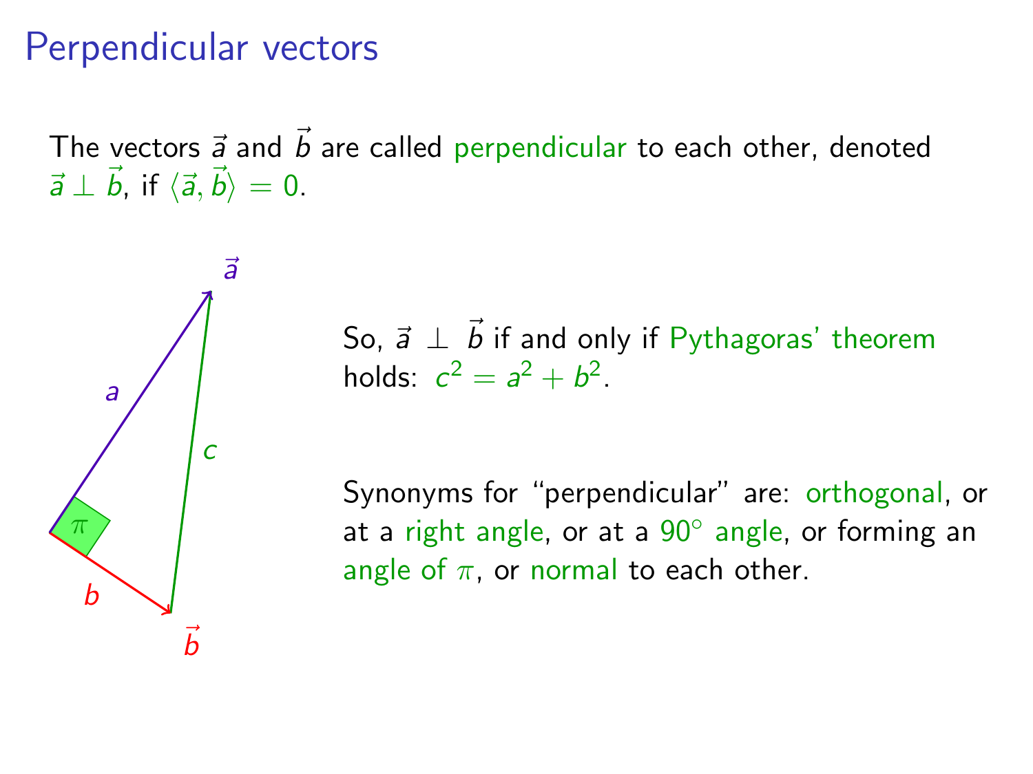# Perpendicular vectors

The vectors $\vec{a}$ and $\vec{b}$ are called perpendicular to each other, denoted $\vec{a} \perp \vec{b}$, if $\langle \vec{a}, \vec{b} \rangle = 0$.

So, $\vec{a} \perp \vec{b}$ if and only if Pythagoras' theorem holds: $c^2 = a^2 + b^2$.

Synonyms for "perpendicular" are: orthogonal, or at a right angle, or at a $90^\circ$ angle, or forming an angle of $\pi$, or normal to each other.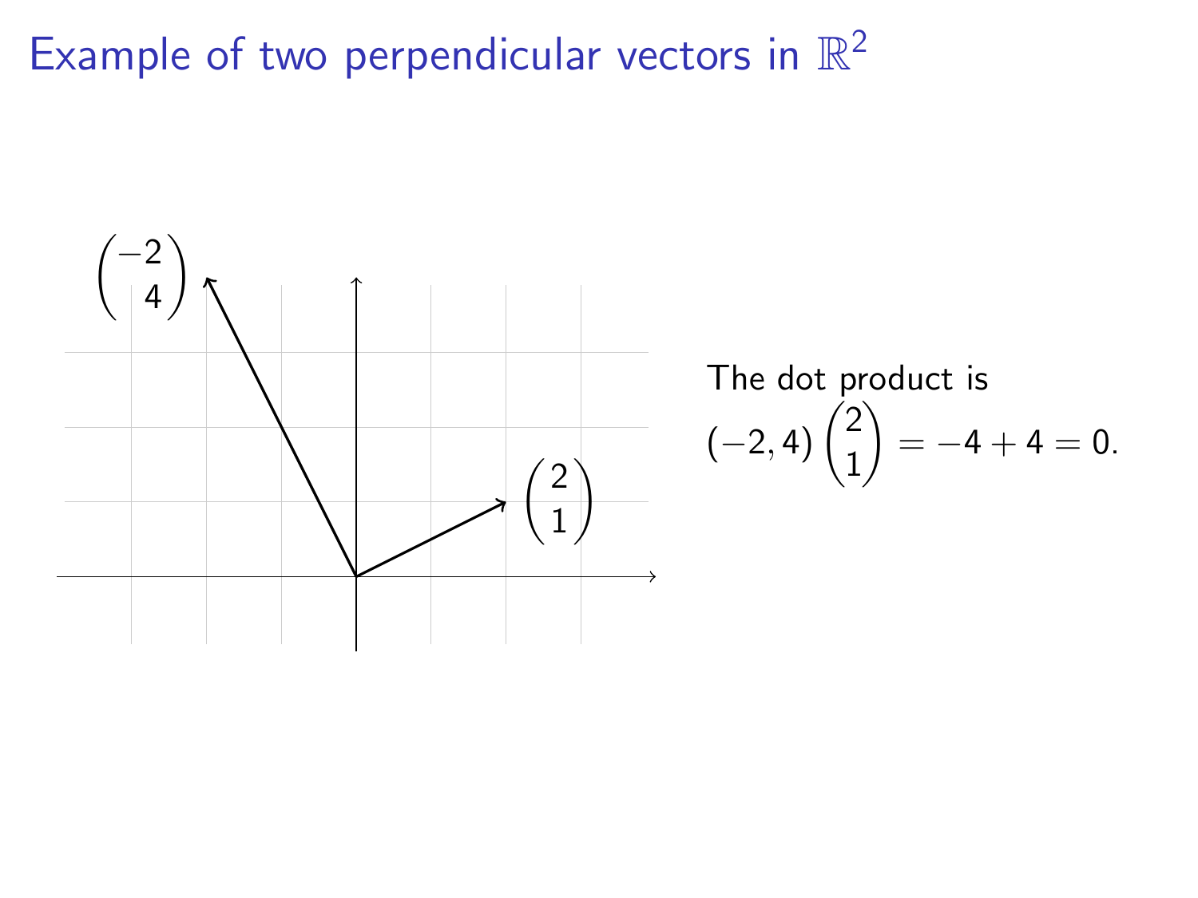# Example of two perpendicular vectors in $\mathbb{R}^2$

$\begin{pmatrix} -2 \\ 4 \end{pmatrix}$

$\begin{pmatrix} 2 \\ 1 \end{pmatrix}$

The dot product is

$(-2, 4)\begin{pmatrix} 2 \\ 1 \end{pmatrix} = -4 + 4 = 0.$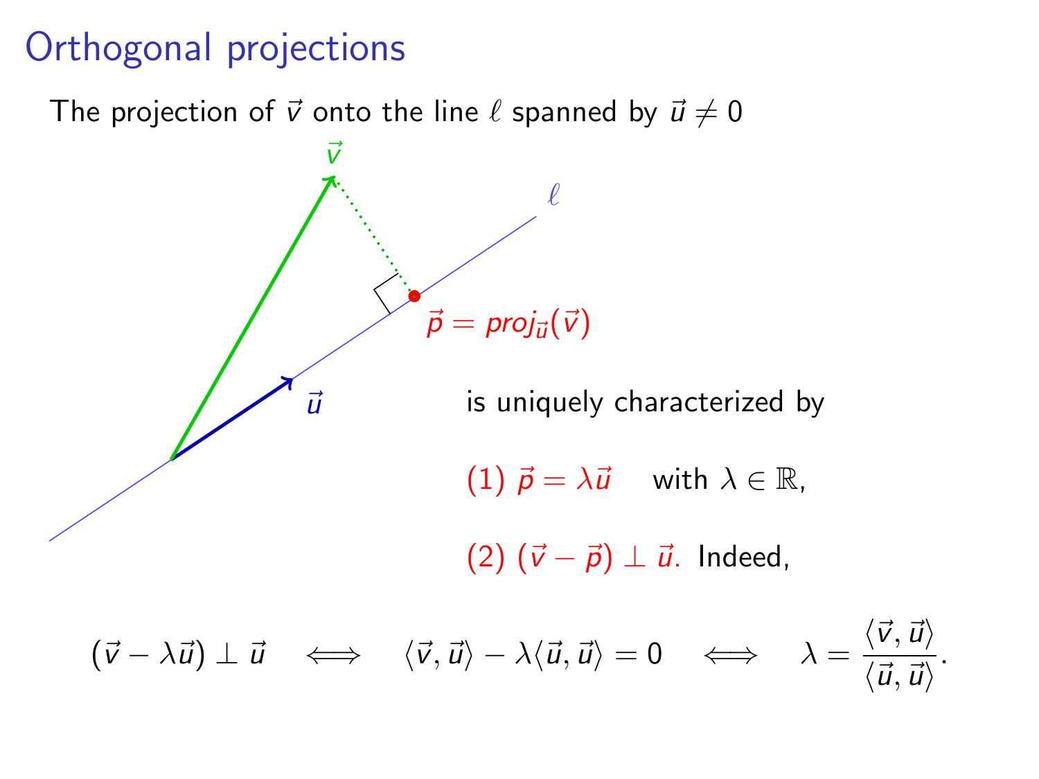# Orthogonal projections

The projection of $\vec{v}$ onto the line $\ell$ spanned by $\vec{u} \neq 0$

$\vec{p} = proj_{\vec{u}}(\vec{v})$

is uniquely characterized by

(1) $\vec{p} = \lambda\vec{u}$ with $\lambda \in \mathbb{R}$,

(2) $(\vec{v} - \vec{p}) \perp \vec{u}$. Indeed,

$$(\vec{v} - \lambda\vec{u}) \perp \vec{u} \quad \Longleftrightarrow \quad \langle \vec{v}, \vec{u} \rangle - \lambda \langle \vec{u}, \vec{u} \rangle = 0 \quad \Longleftrightarrow \quad \lambda = \frac{\langle \vec{v}, \vec{u} \rangle}{\langle \vec{u}, \vec{u} \rangle}.$$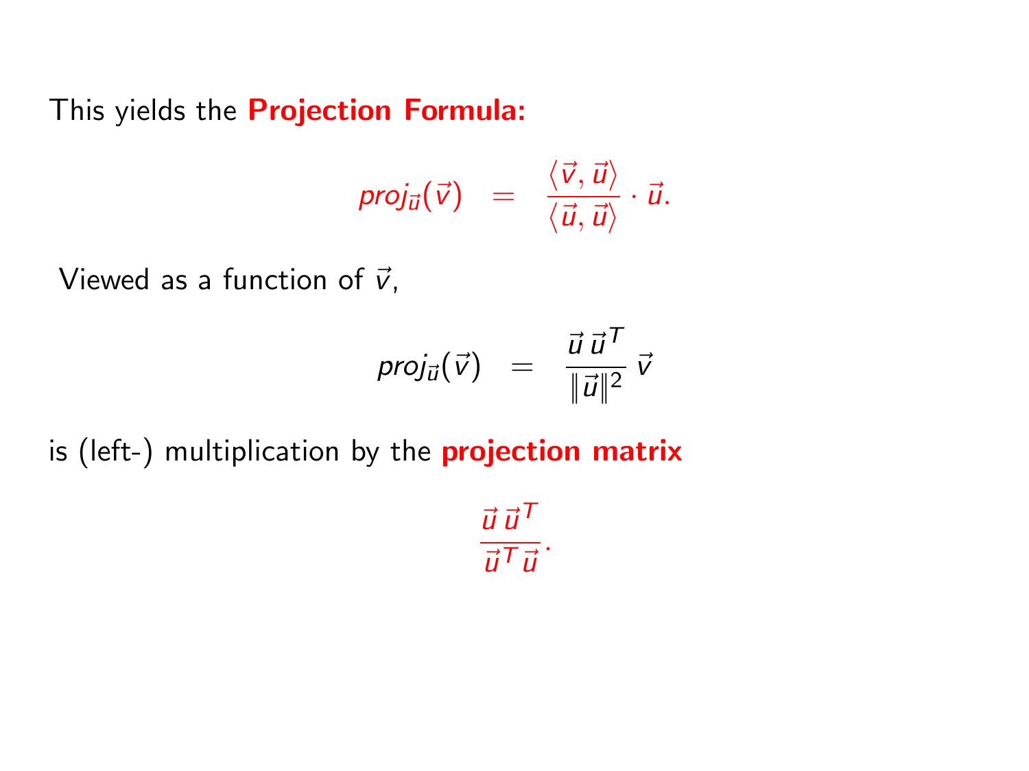This yields the **Projection Formula:**

$$proj_{\vec{u}}(\vec{v}) \;\; = \;\; \frac{\langle \vec{v}, \vec{u} \rangle}{\langle \vec{u}, \vec{u} \rangle} \cdot \vec{u}.$$

Viewed as a function of $\vec{v}$,

$$proj_{\vec{u}}(\vec{v}) \;\; = \;\; \frac{\vec{u}\,\vec{u}^T}{\|\vec{u}\|^2}\,\vec{v}$$

is (left-) multiplication by the **projection matrix**

$$\frac{\vec{u}\,\vec{u}^T}{\vec{u}^T\,\vec{u}}.$$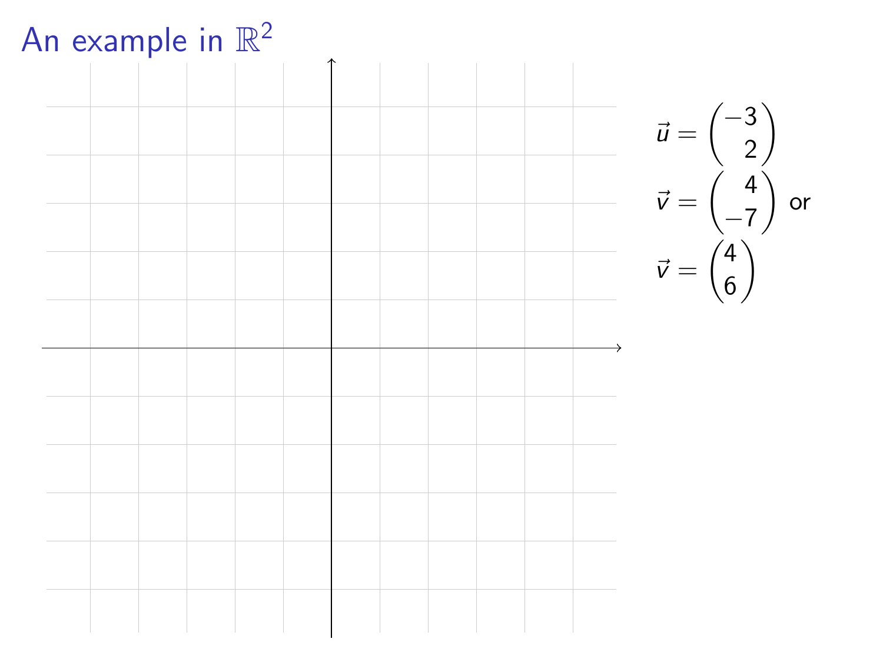# An example in $\mathbb{R}^2$

$$\vec{u} = \begin{pmatrix} -3 \\ 2 \end{pmatrix}$$

$$\vec{v} = \begin{pmatrix} 4 \\ -7 \end{pmatrix} \text{ or}$$

$$\vec{v} = \begin{pmatrix} 4 \\ 6 \end{pmatrix}$$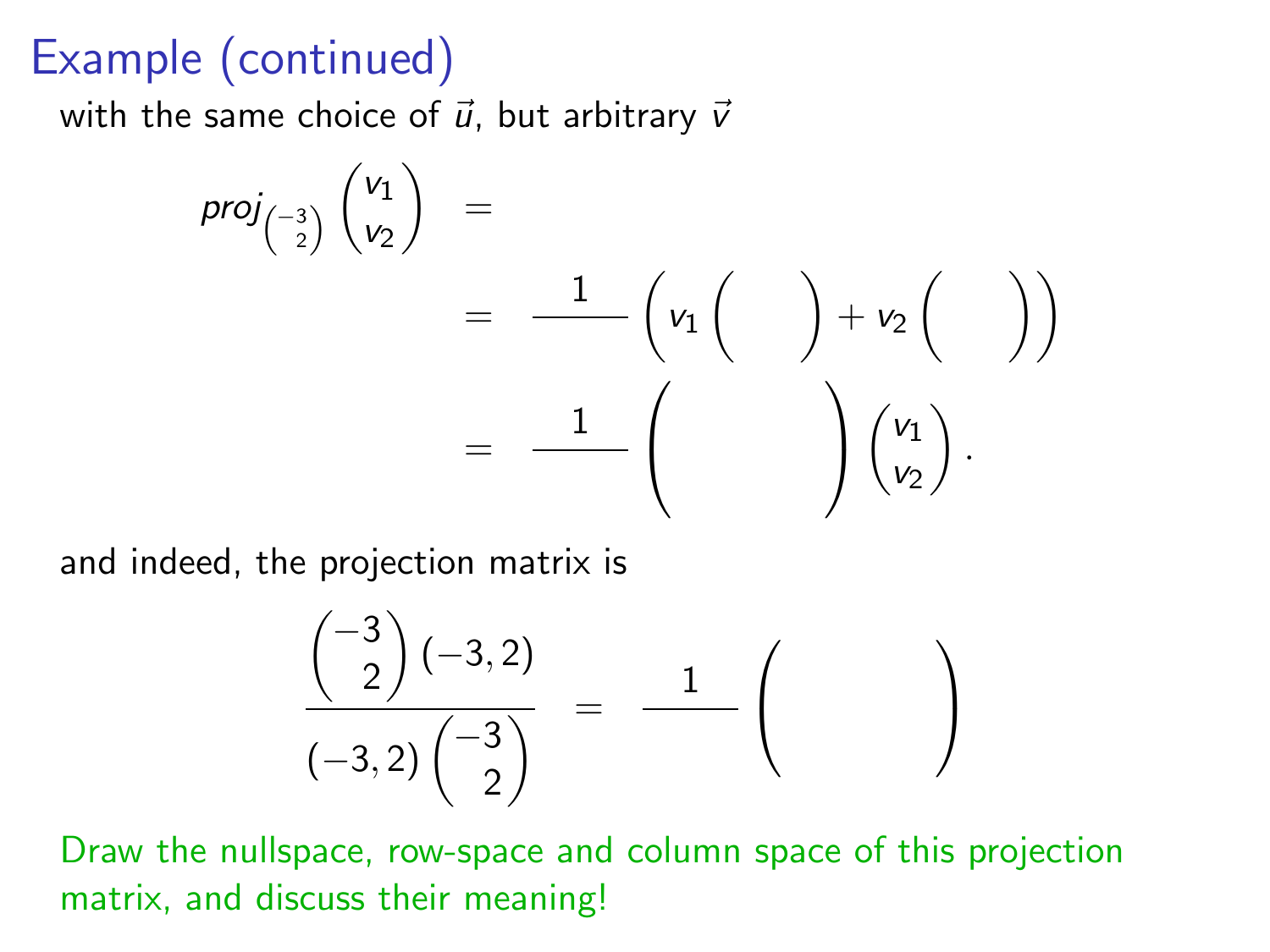# Example (continued)

with the same choice of $\vec{u}$, but arbitrary $\vec{v}$

$$
\begin{aligned}
proj_{\binom{-3}{2}} \begin{pmatrix} v_1 \\ v_2 \end{pmatrix} &= \\
&= \frac{1}{\phantom{13}} \left( v_1 \begin{pmatrix} \phantom{0} \\ \phantom{0} \end{pmatrix} + v_2 \begin{pmatrix} \phantom{0} \\ \phantom{0} \end{pmatrix} \right) \\
&= \frac{1}{\phantom{13}} \begin{pmatrix} \phantom{000} & \phantom{000} \\ \phantom{000} & \phantom{000} \end{pmatrix} \begin{pmatrix} v_1 \\ v_2 \end{pmatrix}.
\end{aligned}
$$

and indeed, the projection matrix is

$$
\frac{\begin{pmatrix} -3 \\ 2 \end{pmatrix} (-3, 2)}{(-3, 2) \begin{pmatrix} -3 \\ 2 \end{pmatrix}} = \frac{1}{\phantom{13}} \begin{pmatrix} \phantom{000} & \phantom{000} \\ \phantom{000} & \phantom{000} \end{pmatrix}
$$

Draw the nullspace, row-space and column space of this projection matrix, and discuss their meaning!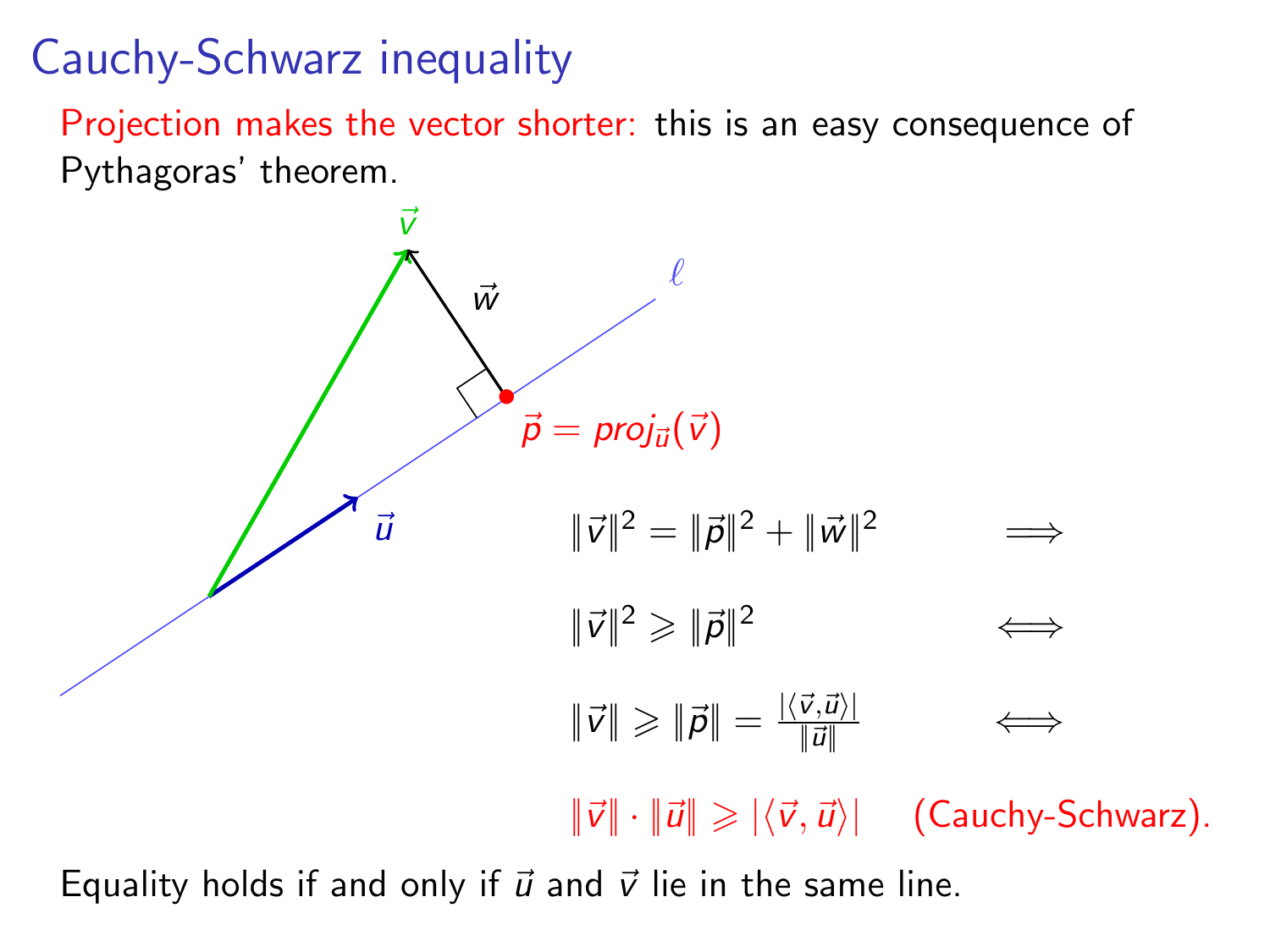# Cauchy-Schwarz inequality

Projection makes the vector shorter: this is an easy consequence of Pythagoras' theorem.

$$\|\vec{v}\|^2 = \|\vec{p}\|^2 + \|\vec{w}\|^2 \quad \Longrightarrow$$

$$\|\vec{v}\|^2 \geqslant \|\vec{p}\|^2 \quad \Longleftrightarrow$$

$$\|\vec{v}\| \geqslant \|\vec{p}\| = \frac{|\langle \vec{v}, \vec{u} \rangle|}{\|\vec{u}\|} \quad \Longleftrightarrow$$

$$\|\vec{v}\| \cdot \|\vec{u}\| \geqslant |\langle \vec{v}, \vec{u} \rangle| \quad \text{(Cauchy-Schwarz).}$$

Equality holds if and only if $\vec{u}$ and $\vec{v}$ lie in the same line.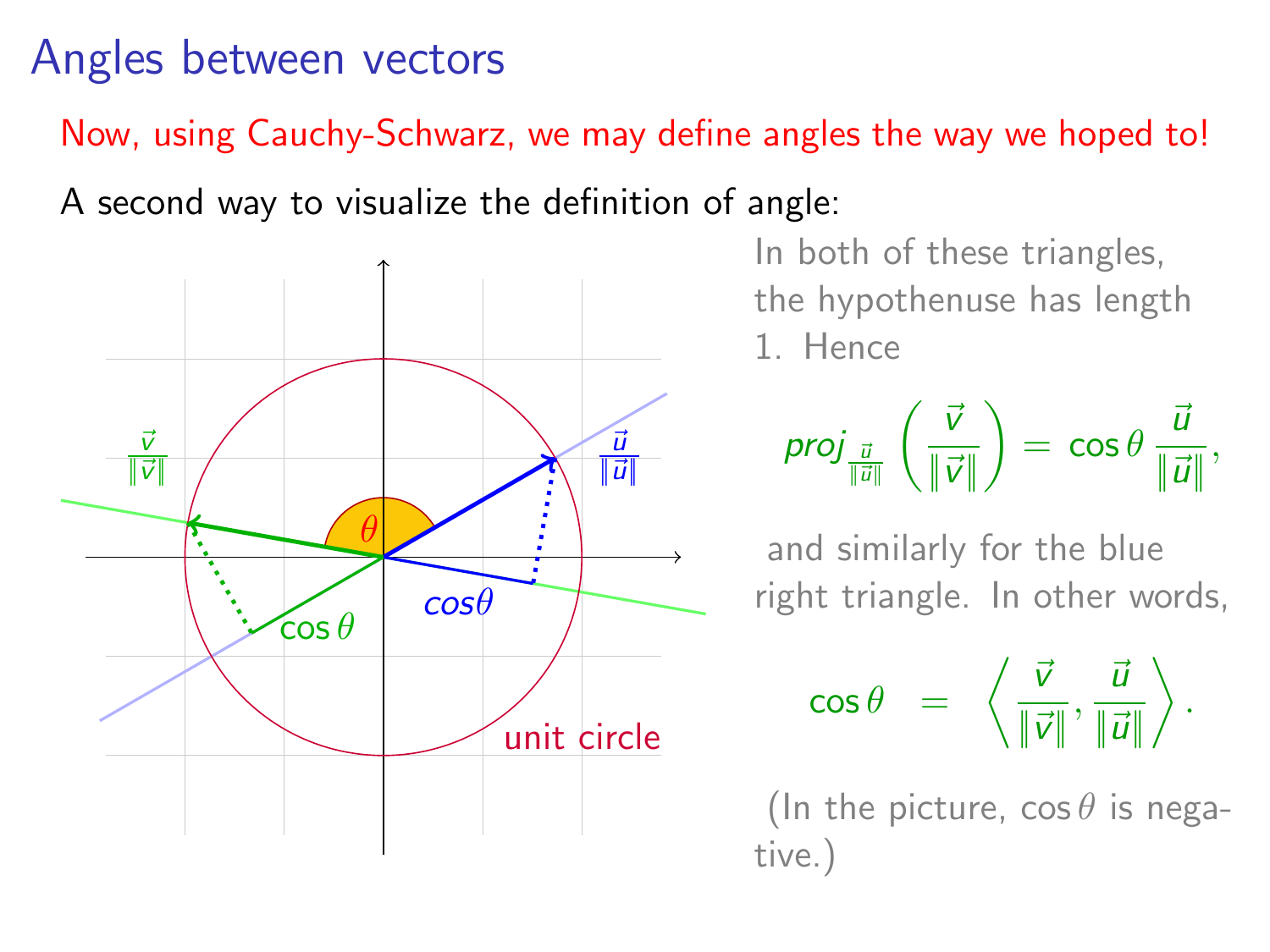# Angles between vectors

Now, using Cauchy-Schwarz, we may define angles the way we hoped to!

A second way to visualize the definition of angle:

$\frac{\vec{v}}{\|\vec{v}\|}$

$\frac{\vec{u}}{\|\vec{u}\|}$

$\theta$

$\cos\theta$

$cos\theta$

unit circle

In both of these triangles, the hypothenuse has length 1. Hence

$$proj_{\frac{\vec{u}}{\|\vec{u}\|}}\left(\frac{\vec{v}}{\|\vec{v}\|}\right) = \cos\theta\,\frac{\vec{u}}{\|\vec{u}\|},$$

and similarly for the blue right triangle. In other words,

$$\cos\theta \;\; = \;\; \left\langle \frac{\vec{v}}{\|\vec{v}\|}, \frac{\vec{u}}{\|\vec{u}\|} \right\rangle.$$

(In the picture, $\cos\theta$ is negative.)